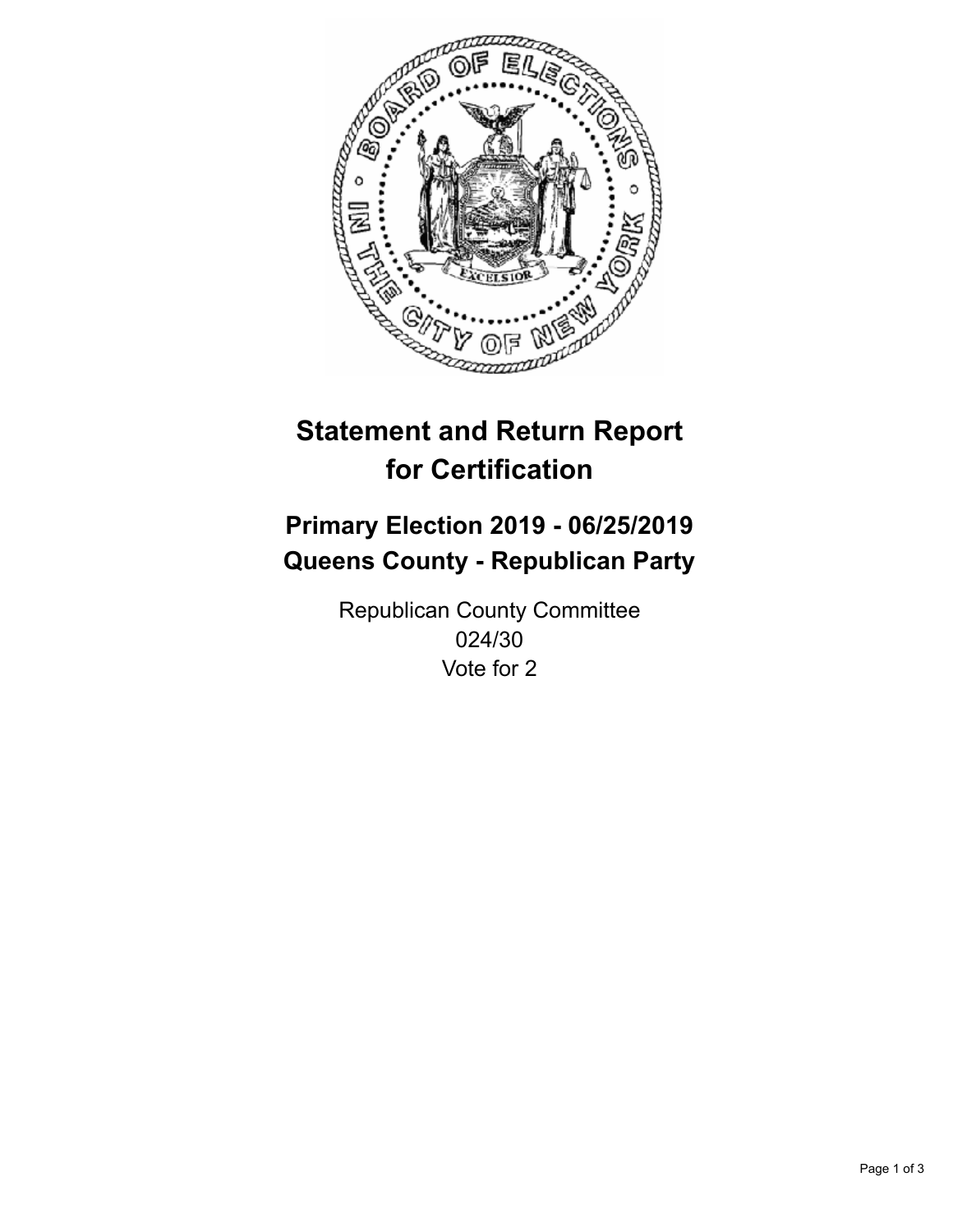# Statement and Return Report for Certification

## Primary Election 2019 - 06/25/2019
## Queens County - Republican Party

Republican County Committee
024/30
Vote for 2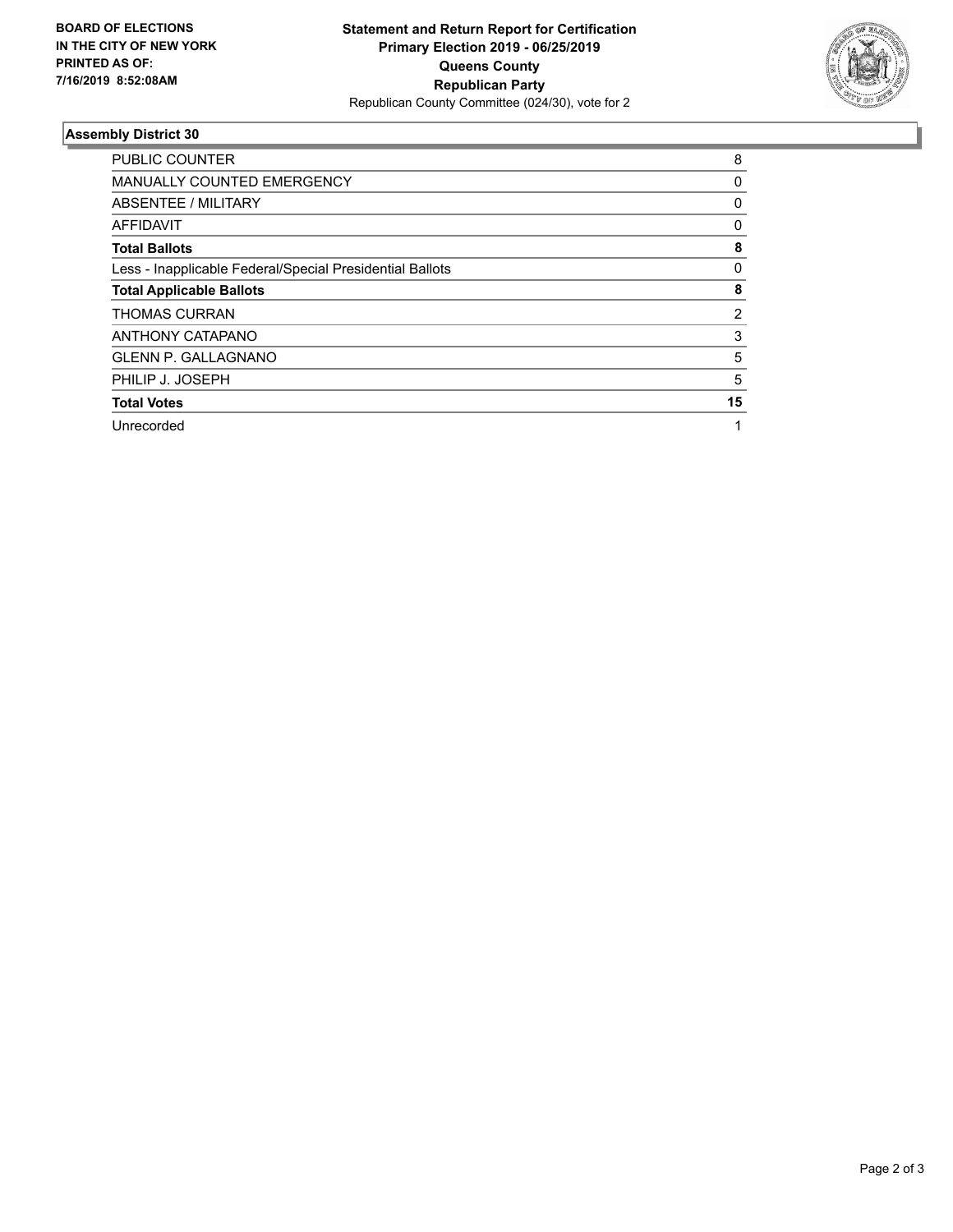**BOARD OF ELECTIONS IN THE CITY OF NEW YORK PRINTED AS OF: 7/16/2019 8:52:08AM**

**Statement and Return Report for Certification**
**Primary Election 2019 - 06/25/2019**
**Queens County**
**Republican Party**
Republican County Committee (024/30), vote for 2

## Assembly District 30

| | |
|---|---|
| PUBLIC COUNTER | 8 |
| MANUALLY COUNTED EMERGENCY | 0 |
| ABSENTEE / MILITARY | 0 |
| AFFIDAVIT | 0 |
| **Total Ballots** | **8** |
| Less - Inapplicable Federal/Special Presidential Ballots | 0 |
| **Total Applicable Ballots** | **8** |
| THOMAS CURRAN | 2 |
| ANTHONY CATAPANO | 3 |
| GLENN P. GALLAGNANO | 5 |
| PHILIP J. JOSEPH | 5 |
| **Total Votes** | **15** |
| Unrecorded | 1 |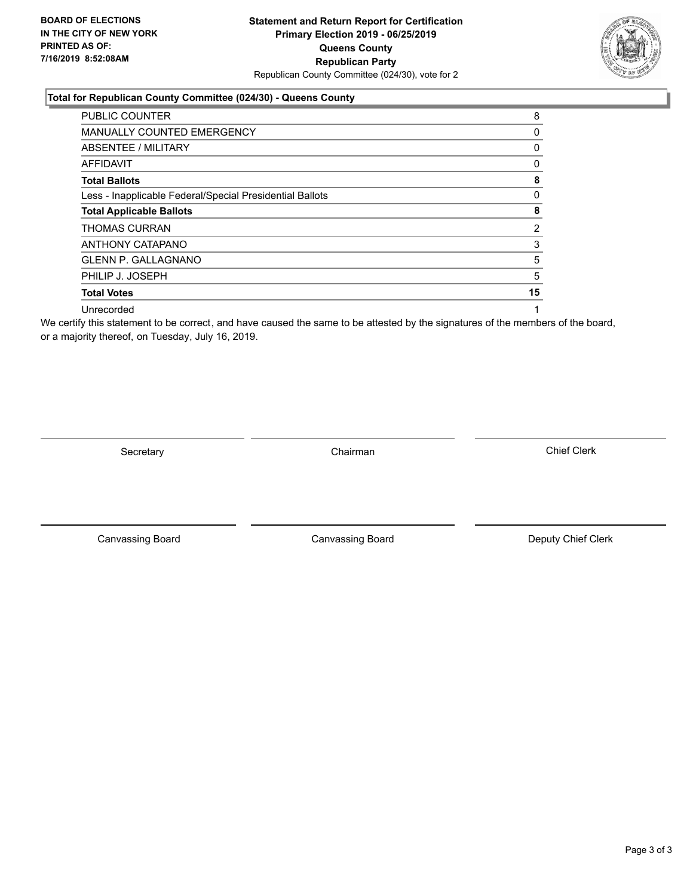**BOARD OF ELECTIONS IN THE CITY OF NEW YORK PRINTED AS OF: 7/16/2019 8:52:08AM**

**Statement and Return Report for Certification**
**Primary Election 2019 - 06/25/2019**
**Queens County**
**Republican Party**
Republican County Committee (024/30), vote for 2

### Total for Republican County Committee (024/30) - Queens County

| | |
|---|---|
| PUBLIC COUNTER | 8 |
| MANUALLY COUNTED EMERGENCY | 0 |
| ABSENTEE / MILITARY | 0 |
| AFFIDAVIT | 0 |
| **Total Ballots** | **8** |
| Less - Inapplicable Federal/Special Presidential Ballots | 0 |
| **Total Applicable Ballots** | **8** |
| THOMAS CURRAN | 2 |
| ANTHONY CATAPANO | 3 |
| GLENN P. GALLAGNANO | 5 |
| PHILIP J. JOSEPH | 5 |
| **Total Votes** | **15** |
| Unrecorded | 1 |

We certify this statement to be correct, and have caused the same to be attested by the signatures of the members of the board, or a majority thereof, on Tuesday, July 16, 2019.

Secretary

Chairman

Chief Clerk

Canvassing Board

Canvassing Board

Deputy Chief Clerk